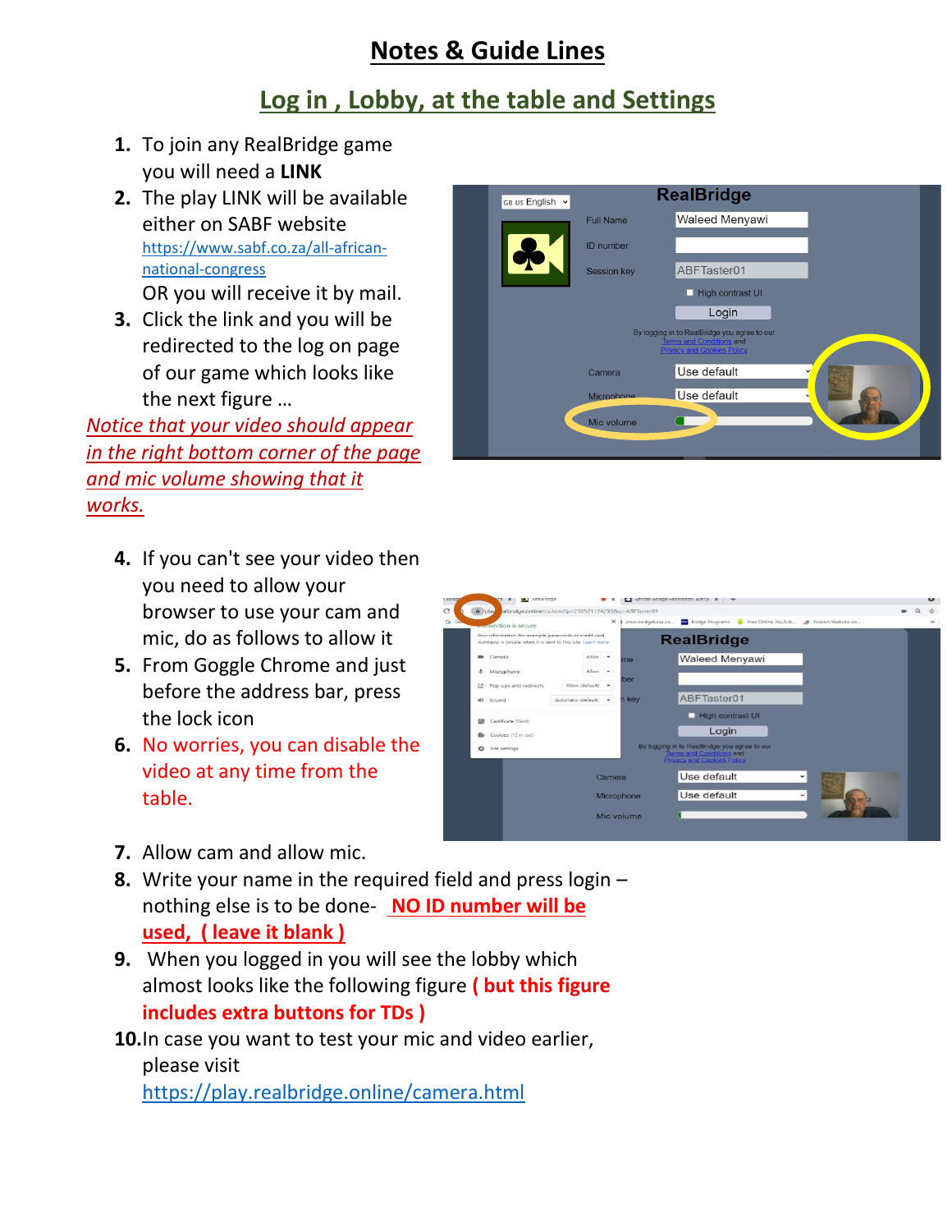# Notes & Guide Lines

## Log in , Lobby, at the table and Settings

1. To join any RealBridge game you will need a **LINK**
2. The play LINK will be available either on SABF website https://www.sabf.co.za/all-african-national-congress OR you will receive it by mail.
3. Click the link and you will be redirected to the log on page of our game which looks like the next figure …

*Notice that your video should appear in the right bottom corner of the page and mic volume showing that it works.*

4. If you can't see your video then you need to allow your browser to use your cam and mic, do as follows to allow it
5. From Goggle Chrome and just before the address bar, press the lock icon
6. No worries, you can disable the video at any time from the table.
7. Allow cam and allow mic.
8. Write your name in the required field and press login – nothing else is to be done- **NO ID number will be used, ( leave it blank )**
9. When you logged in you will see the lobby which almost looks like the following figure **( but this figure includes extra buttons for TDs )**
10. In case you want to test your mic and video earlier, please visit https://play.realbridge.online/camera.html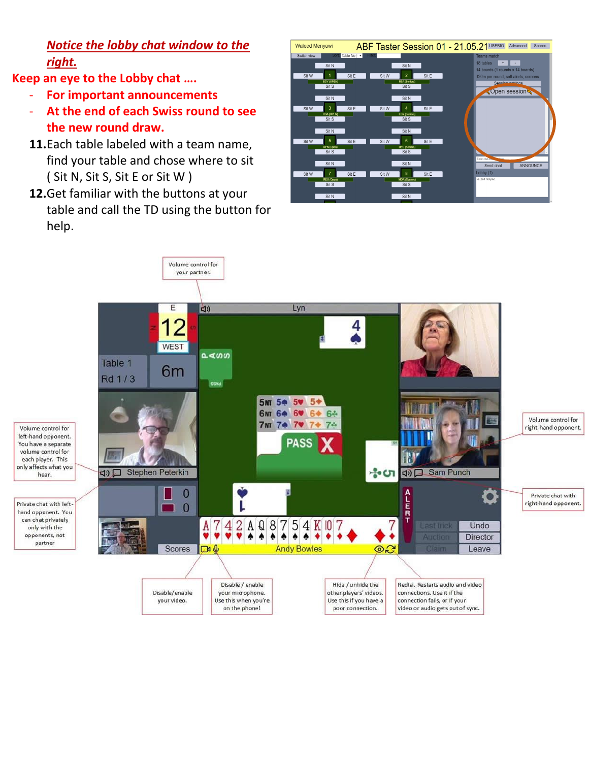***Notice the lobby chat window to the right.***

**Keep an eye to the Lobby chat ….**

- **For important announcements**
- **At the end of each Swiss round to see the new round draw.**

11. Each table labeled with a team name, find your table and chose where to sit ( Sit N, Sit S, Sit E or Sit W )
12. Get familiar with the buttons at your table and call the TD using the button for help.

Volume control for your partner.

Volume control for left-hand opponent. You have a separate volume control for each player. This only affects what you hear.

Private chat with left-hand opponent. You can chat privately only with the opponents, not partner

Volume control for right-hand opponent.

Private chat with right-hand opponent.

Disable/enable your video.

Disable / enable your microphone. Use this when you're on the phone!

Hide / unhide the other players' videos. Use this if you have a poor connection.

Redial. Restarts audio and video connections. Use it if the connection fails, or if your video or audio gets out of sync.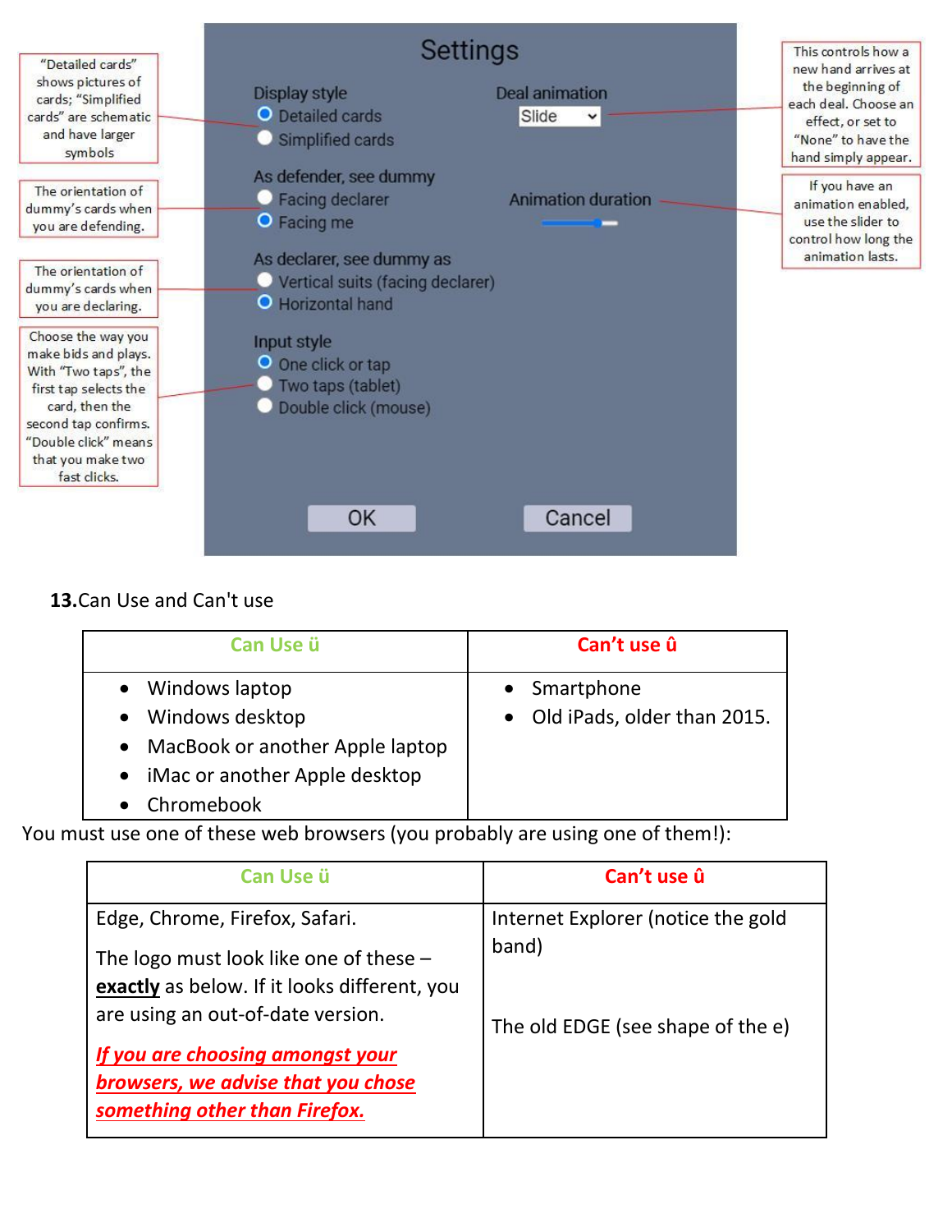Settings

"Detailed cards" shows pictures of cards; "Simplified cards" are schematic and have larger symbols

The orientation of dummy's cards when you are defending.

The orientation of dummy's cards when you are declaring.

Choose the way you make bids and plays. With "Two taps", the first tap selects the card, then the second tap confirms. "Double click" means that you make two fast clicks.

Display style
- Detailed cards
- Simplified cards

As defender, see dummy
- Facing declarer
- Facing me

As declarer, see dummy as
- Vertical suits (facing declarer)
- Horizontal hand

Input style
- One click or tap
- Two taps (tablet)
- Double click (mouse)

Deal animation: Slide

Animation duration

OK    Cancel

This controls how a new hand arrives at the beginning of each deal. Choose an effect, or set to "None" to have the hand simply appear.

If you have an animation enabled, use the slider to control how long the animation lasts.

**13.** Can Use and Can't use

| Can Use ü | Can't use û |
|---|---|
| • Windows laptop<br>• Windows desktop<br>• MacBook or another Apple laptop<br>• iMac or another Apple desktop<br>• Chromebook | • Smartphone<br>• Old iPads, older than 2015. |

You must use one of these web browsers (you probably are using one of them!):

| Can Use ü | Can't use û |
|---|---|
| Edge, Chrome, Firefox, Safari.<br><br>The logo must look like one of these – **exactly** as below. If it looks different, you are using an out-of-date version.<br><br>***If you are choosing amongst your browsers, we advise that you chose something other than Firefox.*** | Internet Explorer (notice the gold band)<br><br>The old EDGE (see shape of the e) |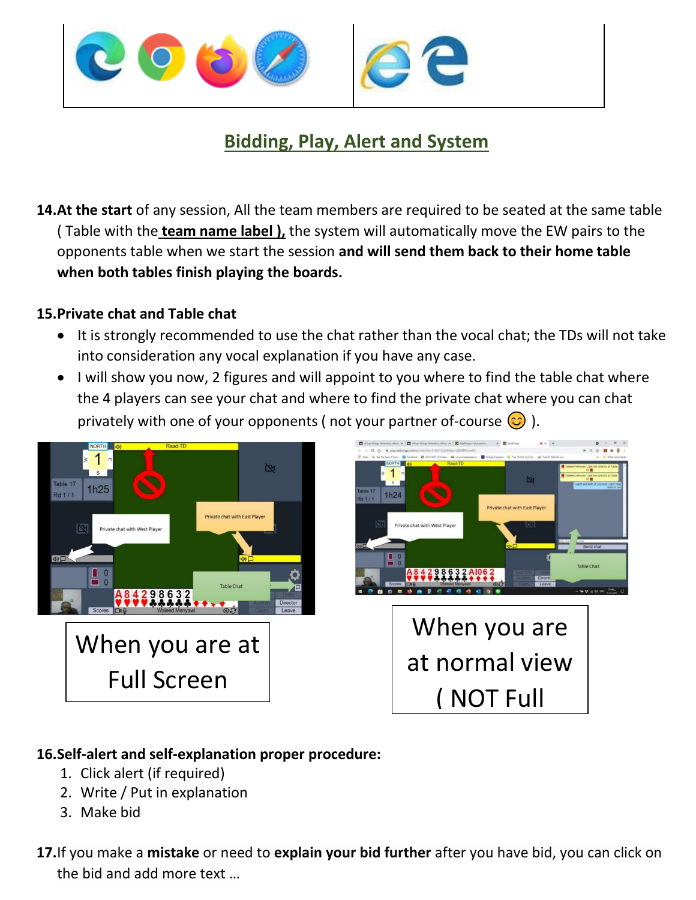## Bidding, Play, Alert and System

**14. At the start** of any session, All the team members are required to be seated at the same table ( Table with the **team name label ),** the system will automatically move the EW pairs to the opponents table when we start the session **and will send them back to their home table when both tables finish playing the boards.**

**15. Private chat and Table chat**

- It is strongly recommended to use the chat rather than the vocal chat; the TDs will not take into consideration any vocal explanation if you have any case.
- I will show you now, 2 figures and will appoint to you where to find the table chat where the 4 players can see your chat and where to find the private chat where you can chat privately with one of your opponents ( not your partner of-course 😊 ).

When you are at Full Screen

When you are at normal view ( NOT Full

**16. Self-alert and self-explanation proper procedure:**

1. Click alert (if required)
2. Write / Put in explanation
3. Make bid

**17.** If you make a **mistake** or need to **explain your bid further** after you have bid, you can click on the bid and add more text …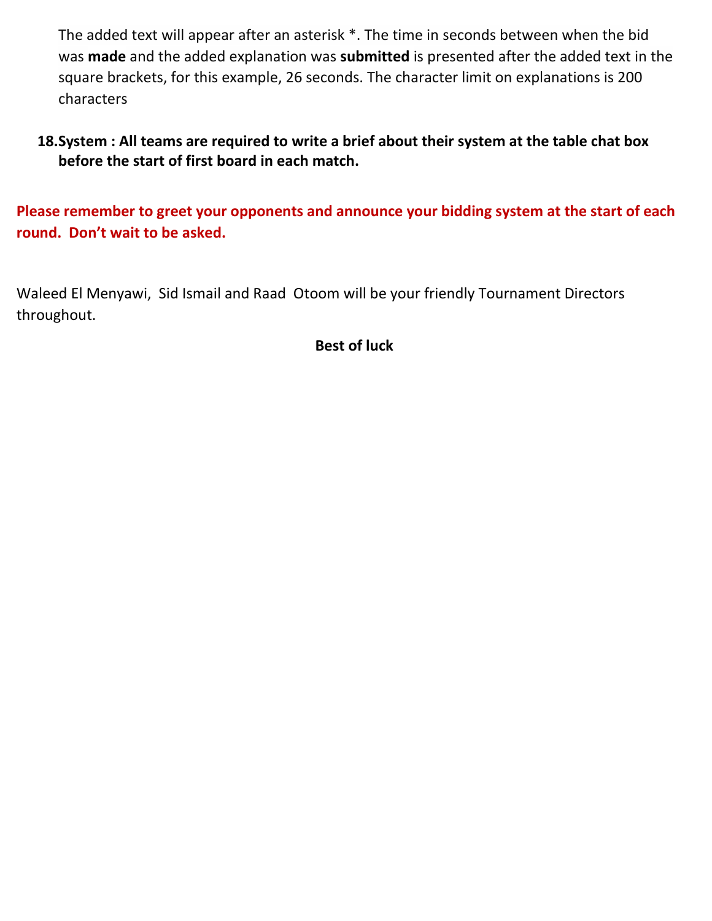The added text will appear after an asterisk *. The time in seconds between when the bid was **made** and the added explanation was **submitted** is presented after the added text in the square brackets, for this example, 26 seconds. The character limit on explanations is 200 characters

18. **System : All teams are required to write a brief about their system at the table chat box before the start of first board in each match.**

**Please remember to greet your opponents and announce your bidding system at the start of each round. Don't wait to be asked.**

Waleed El Menyawi, Sid Ismail and Raad Otoom will be your friendly Tournament Directors throughout.

**Best of luck**